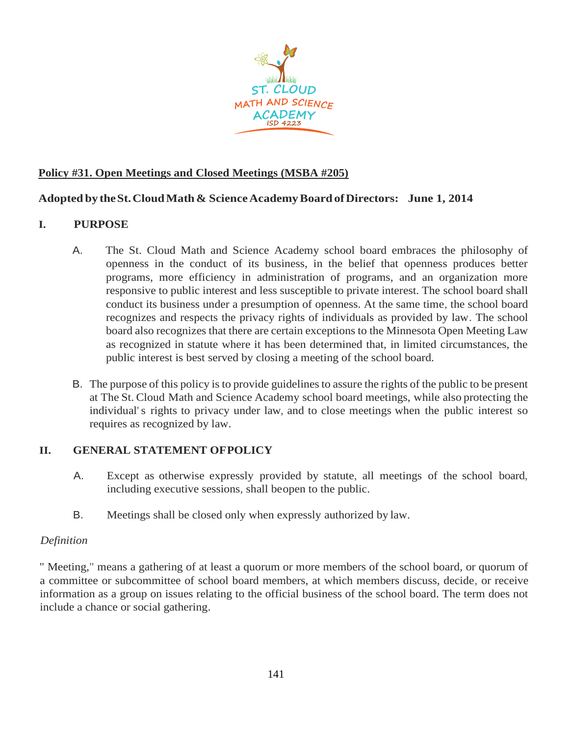ST. CLOUD MATH AND SCIENCE ACADEMY ISD 4223

**Policy #31. Open Meetings and Closed Meetings (MSBA #205)**

**Adopted by the St. Cloud Math & Science Academy Board of Directors: June 1, 2014**

## I. PURPOSE

A. The St. Cloud Math and Science Academy school board embraces the philosophy of openness in the conduct of its business, in the belief that openness produces better programs, more efficiency in administration of programs, and an organization more responsive to public interest and less susceptible to private interest. The school board shall conduct its business under a presumption of openness. At the same time, the school board recognizes and respects the privacy rights of individuals as provided by law. The school board also recognizes that there are certain exceptions to the Minnesota Open Meeting Law as recognized in statute where it has been determined that, in limited circumstances, the public interest is best served by closing a meeting of the school board.

B. The purpose of this policy is to provide guidelines to assure the rights of the public to be present at The St. Cloud Math and Science Academy school board meetings, while also protecting the individual's rights to privacy under law, and to close meetings when the public interest so requires as recognized by law.

## II. GENERAL STATEMENT OF POLICY

A. Except as otherwise expressly provided by statute, all meetings of the school board, including executive sessions, shall be open to the public.

B. Meetings shall be closed only when expressly authorized by law.

*Definition*

" Meeting," means a gathering of at least a quorum or more members of the school board, or quorum of a committee or subcommittee of school board members, at which members discuss, decide, or receive information as a group on issues relating to the official business of the school board. The term does not include a chance or social gathering.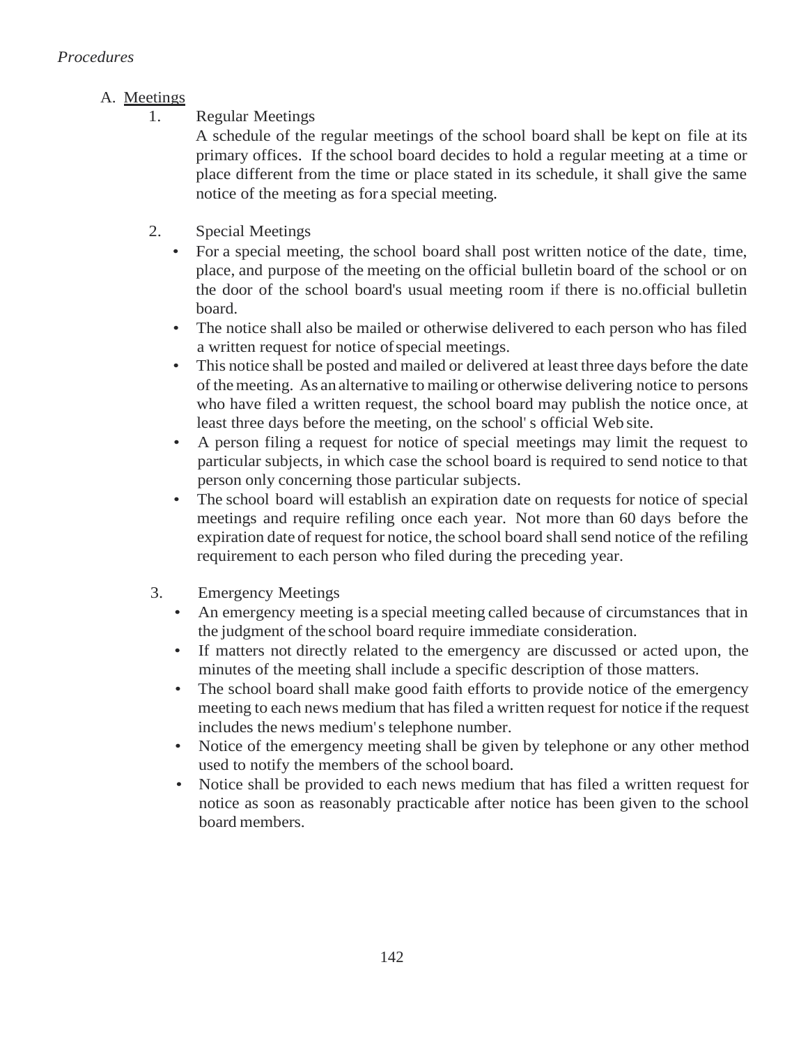*Procedures*

A. <u>Meetings</u>

1. Regular Meetings

   A schedule of the regular meetings of the school board shall be kept on file at its primary offices. If the school board decides to hold a regular meeting at a time or place different from the time or place stated in its schedule, it shall give the same notice of the meeting as for a special meeting.

2. Special Meetings

   - For a special meeting, the school board shall post written notice of the date, time, place, and purpose of the meeting on the official bulletin board of the school or on the door of the school board's usual meeting room if there is no official bulletin board.
   - The notice shall also be mailed or otherwise delivered to each person who has filed a written request for notice of special meetings.
   - This notice shall be posted and mailed or delivered at least three days before the date of the meeting. As an alternative to mailing or otherwise delivering notice to persons who have filed a written request, the school board may publish the notice once, at least three days before the meeting, on the school's official Web site.
   - A person filing a request for notice of special meetings may limit the request to particular subjects, in which case the school board is required to send notice to that person only concerning those particular subjects.
   - The school board will establish an expiration date on requests for notice of special meetings and require refiling once each year. Not more than 60 days before the expiration date of request for notice, the school board shall send notice of the refiling requirement to each person who filed during the preceding year.

3. Emergency Meetings

   - An emergency meeting is a special meeting called because of circumstances that in the judgment of the school board require immediate consideration.
   - If matters not directly related to the emergency are discussed or acted upon, the minutes of the meeting shall include a specific description of those matters.
   - The school board shall make good faith efforts to provide notice of the emergency meeting to each news medium that has filed a written request for notice if the request includes the news medium's telephone number.
   - Notice of the emergency meeting shall be given by telephone or any other method used to notify the members of the school board.
   - Notice shall be provided to each news medium that has filed a written request for notice as soon as reasonably practicable after notice has been given to the school board members.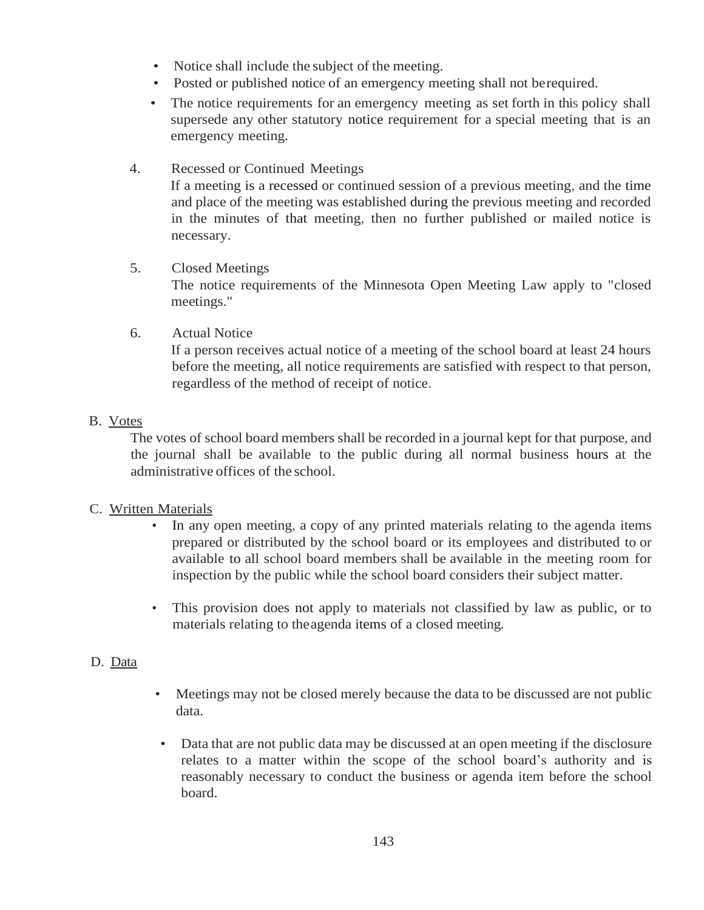- Notice shall include the subject of the meeting.
- Posted or published notice of an emergency meeting shall not be required.
- The notice requirements for an emergency meeting as set forth in this policy shall supersede any other statutory notice requirement for a special meeting that is an emergency meeting.

4. Recessed or Continued Meetings
   If a meeting is a recessed or continued session of a previous meeting, and the time and place of the meeting was established during the previous meeting and recorded in the minutes of that meeting, then no further published or mailed notice is necessary.

5. Closed Meetings
   The notice requirements of the Minnesota Open Meeting Law apply to "closed meetings."

6. Actual Notice
   If a person receives actual notice of a meeting of the school board at least 24 hours before the meeting, all notice requirements are satisfied with respect to that person, regardless of the method of receipt of notice.

B. <u>Votes</u>

The votes of school board members shall be recorded in a journal kept for that purpose, and the journal shall be available to the public during all normal business hours at the administrative offices of the school.

C. <u>Written Materials</u>

- In any open meeting, a copy of any printed materials relating to the agenda items prepared or distributed by the school board or its employees and distributed to or available to all school board members shall be available in the meeting room for inspection by the public while the school board considers their subject matter.

- This provision does not apply to materials not classified by law as public, or to materials relating to the agenda items of a closed meeting.

D. <u>Data</u>

- Meetings may not be closed merely because the data to be discussed are not public data.

- Data that are not public data may be discussed at an open meeting if the disclosure relates to a matter within the scope of the school board's authority and is reasonably necessary to conduct the business or agenda item before the school board.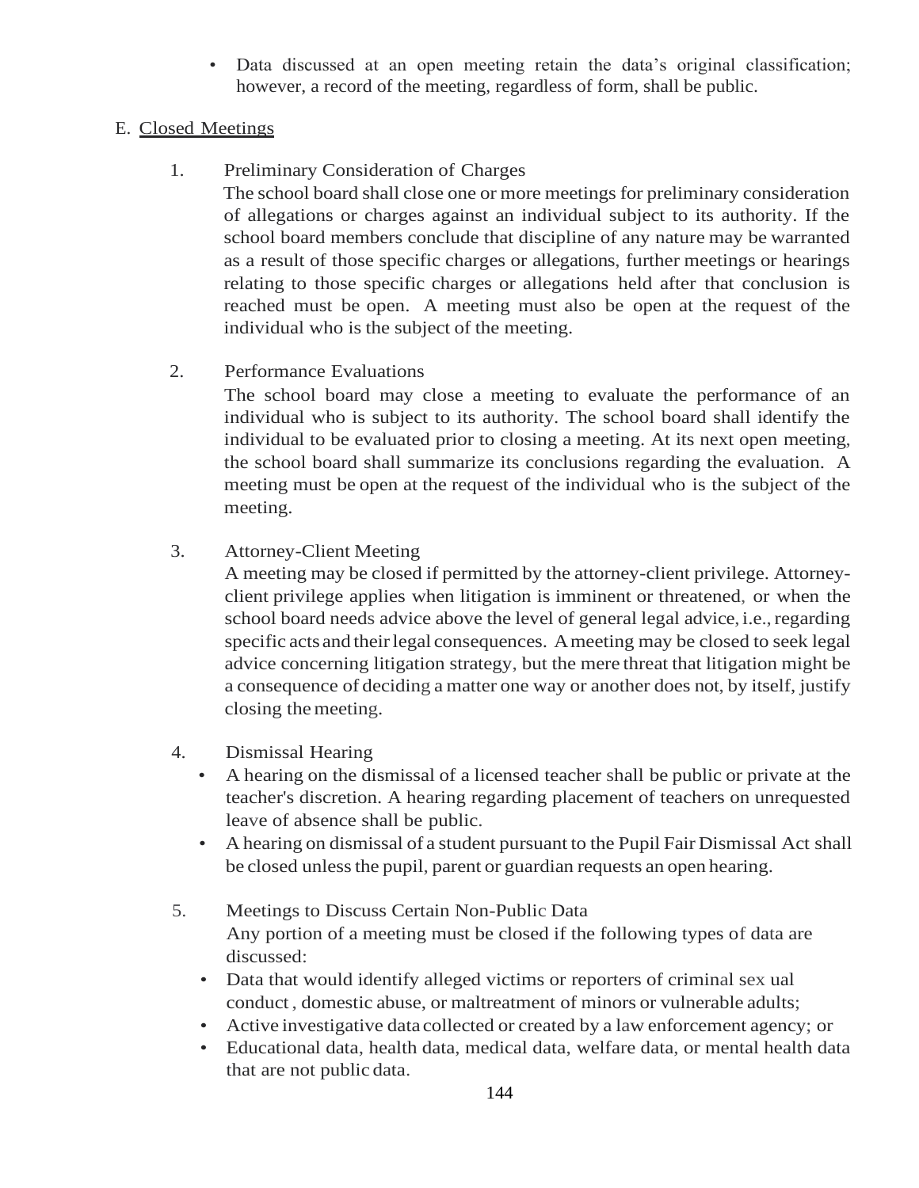- Data discussed at an open meeting retain the data's original classification; however, a record of the meeting, regardless of form, shall be public.

E. Closed Meetings

1. Preliminary Consideration of Charges

   The school board shall close one or more meetings for preliminary consideration of allegations or charges against an individual subject to its authority. If the school board members conclude that discipline of any nature may be warranted as a result of those specific charges or allegations, further meetings or hearings relating to those specific charges or allegations held after that conclusion is reached must be open. A meeting must also be open at the request of the individual who is the subject of the meeting.

2. Performance Evaluations

   The school board may close a meeting to evaluate the performance of an individual who is subject to its authority. The school board shall identify the individual to be evaluated prior to closing a meeting. At its next open meeting, the school board shall summarize its conclusions regarding the evaluation. A meeting must be open at the request of the individual who is the subject of the meeting.

3. Attorney-Client Meeting

   A meeting may be closed if permitted by the attorney-client privilege. Attorney-client privilege applies when litigation is imminent or threatened, or when the school board needs advice above the level of general legal advice, i.e., regarding specific acts and their legal consequences. A meeting may be closed to seek legal advice concerning litigation strategy, but the mere threat that litigation might be a consequence of deciding a matter one way or another does not, by itself, justify closing the meeting.

4. Dismissal Hearing

   - A hearing on the dismissal of a licensed teacher shall be public or private at the teacher's discretion. A hearing regarding placement of teachers on unrequested leave of absence shall be public.
   - A hearing on dismissal of a student pursuant to the Pupil Fair Dismissal Act shall be closed unless the pupil, parent or guardian requests an open hearing.

5. Meetings to Discuss Certain Non-Public Data

   Any portion of a meeting must be closed if the following types of data are discussed:

   - Data that would identify alleged victims or reporters of criminal sex ual conduct , domestic abuse, or maltreatment of minors or vulnerable adults;
   - Active investigative data collected or created by a law enforcement agency; or
   - Educational data, health data, medical data, welfare data, or mental health data that are not public data.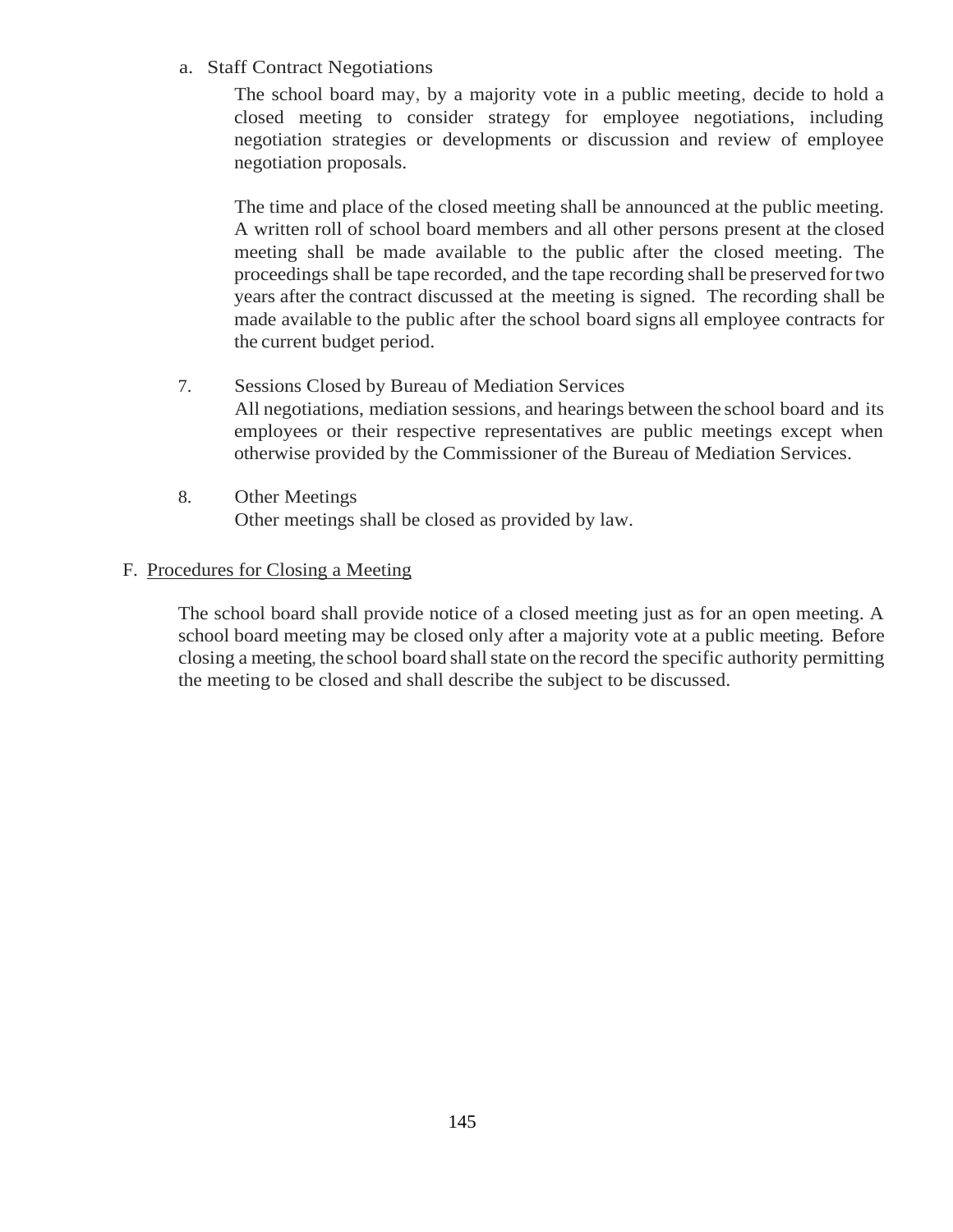a. Staff Contract Negotiations

The school board may, by a majority vote in a public meeting, decide to hold a closed meeting to consider strategy for employee negotiations, including negotiation strategies or developments or discussion and review of employee negotiation proposals.

The time and place of the closed meeting shall be announced at the public meeting. A written roll of school board members and all other persons present at the closed meeting shall be made available to the public after the closed meeting. The proceedings shall be tape recorded, and the tape recording shall be preserved for two years after the contract discussed at the meeting is signed. The recording shall be made available to the public after the school board signs all employee contracts for the current budget period.

7. Sessions Closed by Bureau of Mediation Services

All negotiations, mediation sessions, and hearings between the school board and its employees or their respective representatives are public meetings except when otherwise provided by the Commissioner of the Bureau of Mediation Services.

8. Other Meetings

Other meetings shall be closed as provided by law.

F. Procedures for Closing a Meeting

The school board shall provide notice of a closed meeting just as for an open meeting. A school board meeting may be closed only after a majority vote at a public meeting. Before closing a meeting, the school board shall state on the record the specific authority permitting the meeting to be closed and shall describe the subject to be discussed.